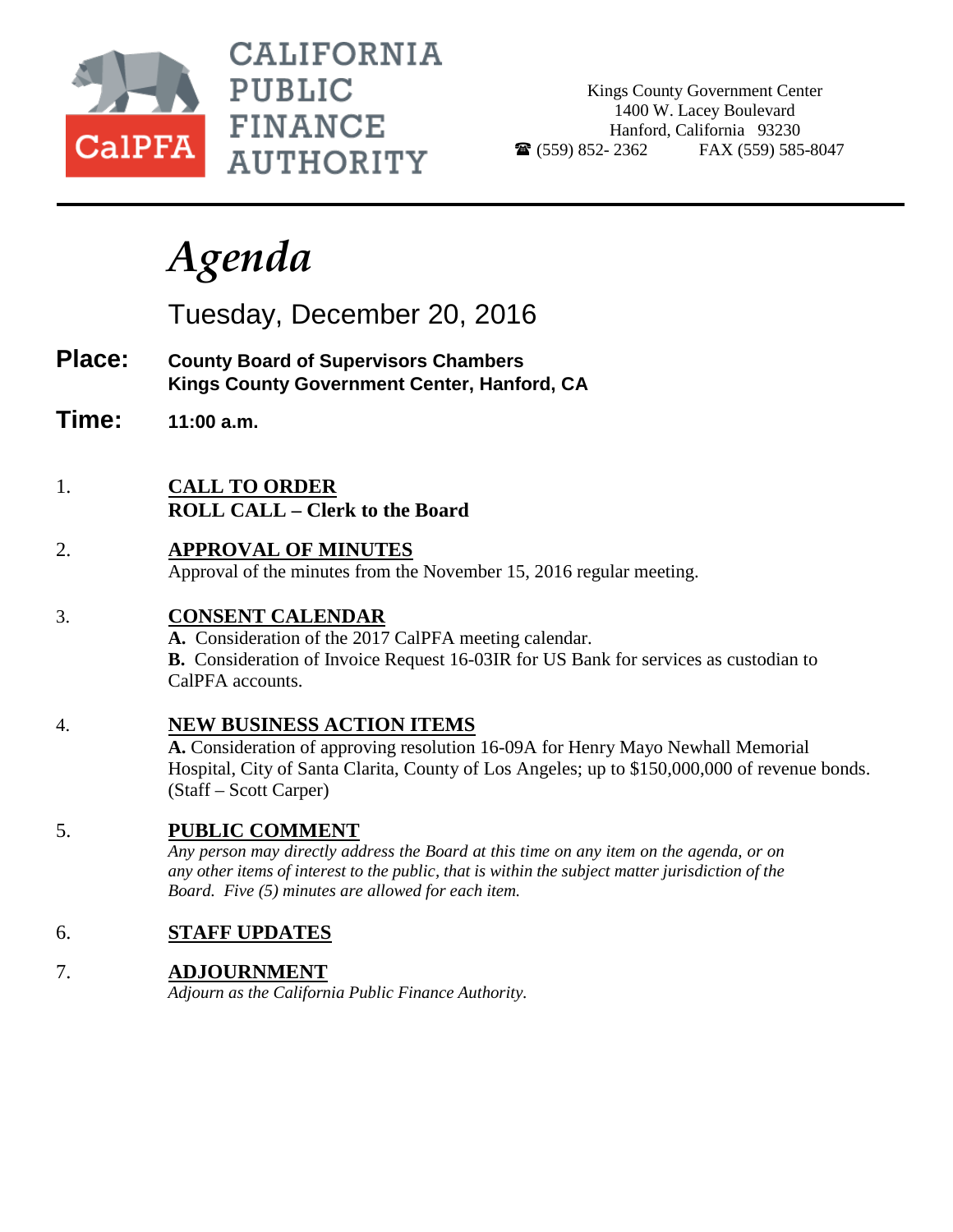# CALIFORNIA PUBLIC FINANCE AUTHORITY

CalPFA

Kings County Government Center
1400 W. Lacey Boulevard
Hanford, California 93230
☎ (559) 852- 2362 FAX (559) 585-8047

# *Agenda*

## Tuesday, December 20, 2016

**Place:** **County Board of Supervisors Chambers**
**Kings County Government Center, Hanford, CA**

**Time:** **11:00 a.m.**

1. **CALL TO ORDER**
   **ROLL CALL – Clerk to the Board**

2. **APPROVAL OF MINUTES**
   Approval of the minutes from the November 15, 2016 regular meeting.

3. **CONSENT CALENDAR**
   **A.** Consideration of the 2017 CalPFA meeting calendar.
   **B.** Consideration of Invoice Request 16-03IR for US Bank for services as custodian to CalPFA accounts.

4. **NEW BUSINESS ACTION ITEMS**
   **A.** Consideration of approving resolution 16-09A for Henry Mayo Newhall Memorial Hospital, City of Santa Clarita, County of Los Angeles; up to $150,000,000 of revenue bonds. (Staff – Scott Carper)

5. **PUBLIC COMMENT**
   *Any person may directly address the Board at this time on any item on the agenda, or on any other items of interest to the public, that is within the subject matter jurisdiction of the Board. Five (5) minutes are allowed for each item.*

6. **STAFF UPDATES**

7. **ADJOURNMENT**
   *Adjourn as the California Public Finance Authority.*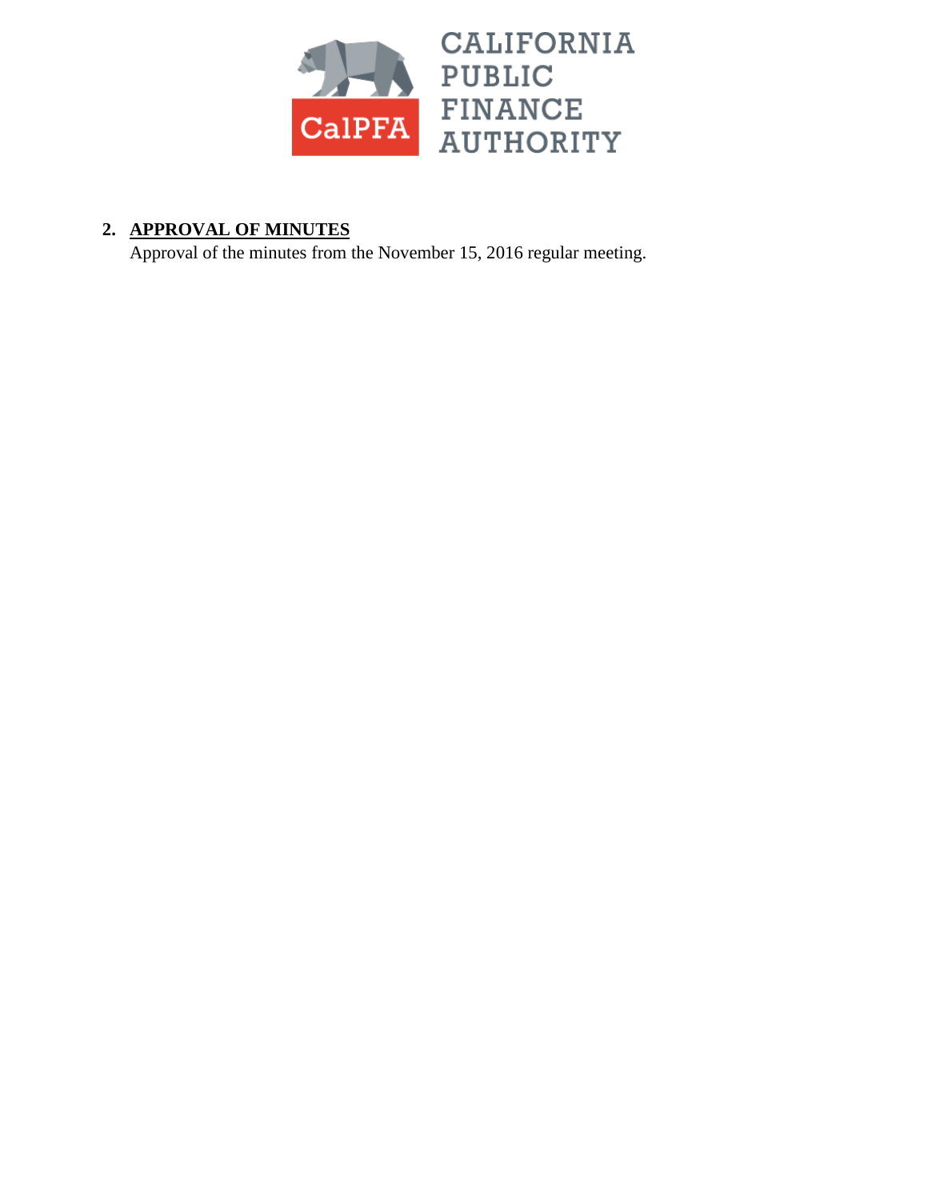CALIFORNIA PUBLIC FINANCE AUTHORITY

CalPFA

2. **APPROVAL OF MINUTES**

   Approval of the minutes from the November 15, 2016 regular meeting.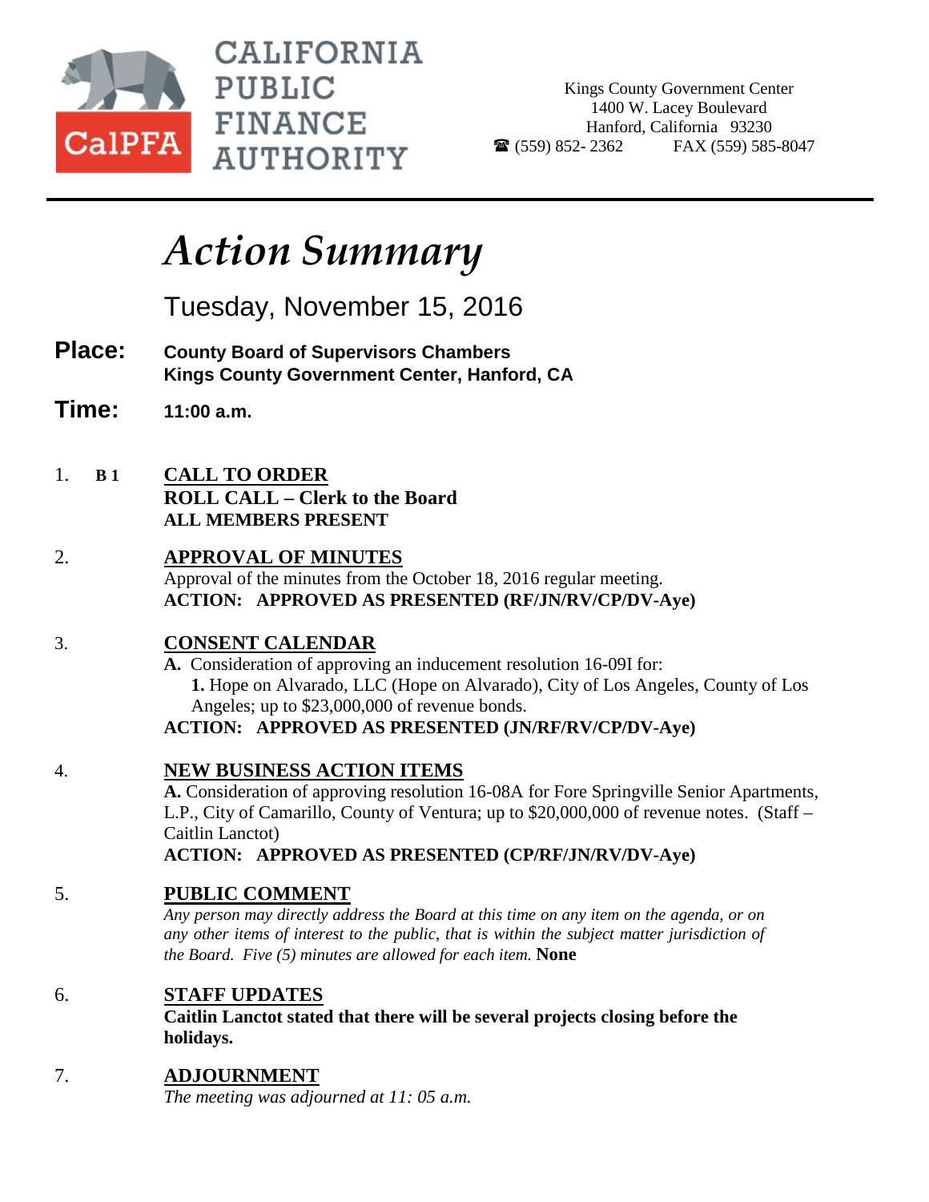**CALIFORNIA PUBLIC FINANCE AUTHORITY**

CalPFA

Kings County Government Center
1400 W. Lacey Boulevard
Hanford, California 93230
☎ (559) 852- 2362 FAX (559) 585-8047

# *Action Summary*

## Tuesday, November 15, 2016

**Place:** **County Board of Supervisors Chambers**
**Kings County Government Center, Hanford, CA**

**Time:** **11:00 a.m.**

1. **B 1** **CALL TO ORDER**
   **ROLL CALL – Clerk to the Board**
   **ALL MEMBERS PRESENT**

2. **APPROVAL OF MINUTES**
   Approval of the minutes from the October 18, 2016 regular meeting.
   **ACTION: APPROVED AS PRESENTED (RF/JN/RV/CP/DV-Aye)**

3. **CONSENT CALENDAR**
   **A.** Consideration of approving an inducement resolution 16-09I for:
   **1.** Hope on Alvarado, LLC (Hope on Alvarado), City of Los Angeles, County of Los Angeles; up to $23,000,000 of revenue bonds.
   **ACTION: APPROVED AS PRESENTED (JN/RF/RV/CP/DV-Aye)**

4. **NEW BUSINESS ACTION ITEMS**
   **A.** Consideration of approving resolution 16-08A for Fore Springville Senior Apartments, L.P., City of Camarillo, County of Ventura; up to $20,000,000 of revenue notes. (Staff – Caitlin Lanctot)
   **ACTION: APPROVED AS PRESENTED (CP/RF/JN/RV/DV-Aye)**

5. **PUBLIC COMMENT**
   *Any person may directly address the Board at this time on any item on the agenda, or on any other items of interest to the public, that is within the subject matter jurisdiction of the Board. Five (5) minutes are allowed for each item.* **None**

6. **STAFF UPDATES**
   **Caitlin Lanctot stated that there will be several projects closing before the holidays.**

7. **ADJOURNMENT**
   *The meeting was adjourned at 11: 05 a.m.*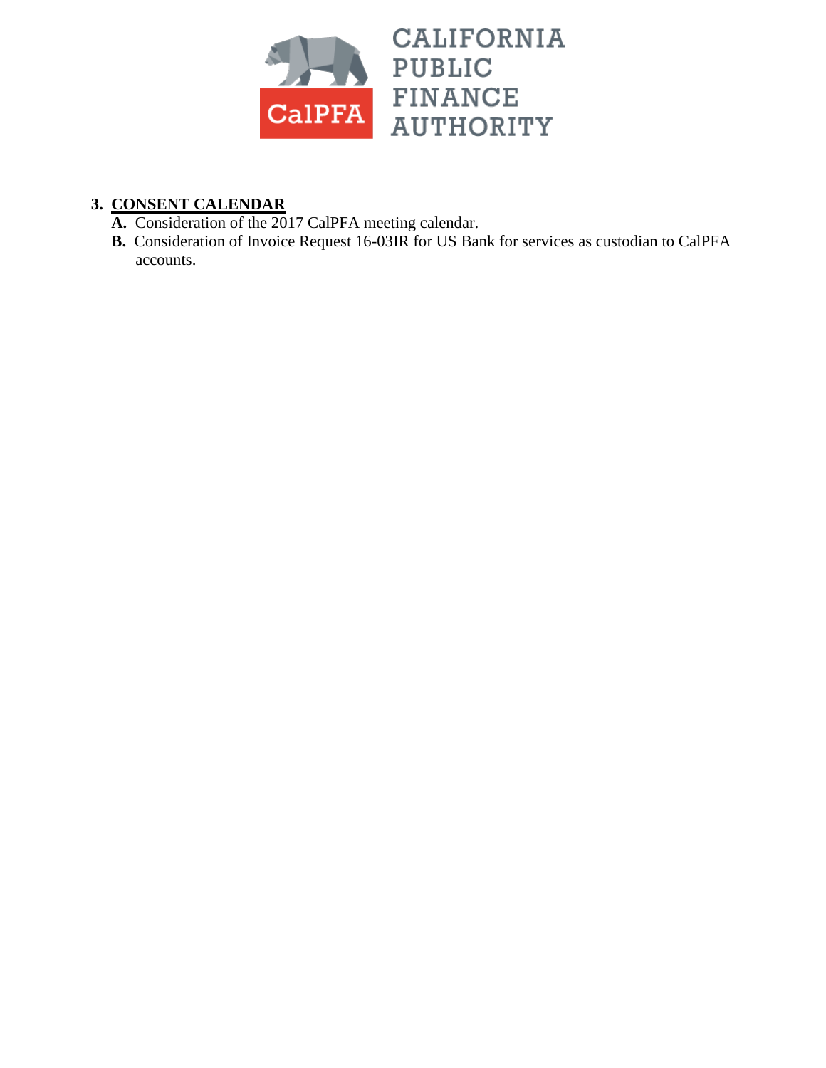# CALIFORNIA PUBLIC FINANCE AUTHORITY

**3. CONSENT CALENDAR**

**A.** Consideration of the 2017 CalPFA meeting calendar.

**B.** Consideration of Invoice Request 16-03IR for US Bank for services as custodian to CalPFA accounts.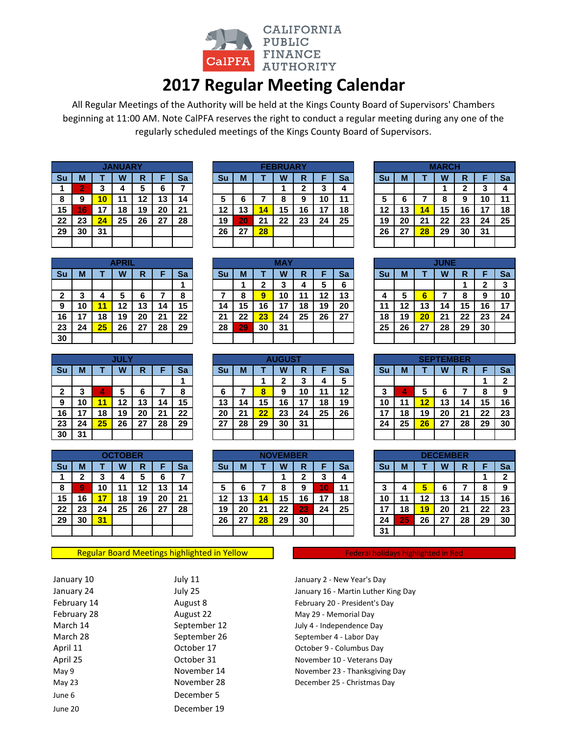CALIFORNIA PUBLIC FINANCE AUTHORITY

# 2017 Regular Meeting Calendar

All Regular Meetings of the Authority will be held at the Kings County Board of Supervisors' Chambers beginning at 11:00 AM. Note CalPFA reserves the right to conduct a regular meeting during any one of the regularly scheduled meetings of the Kings County Board of Supervisors.

**JANUARY**

| Su | M | T | W | R | F | Sa |
|---|---|---|---|---|---|---|
| 1 | 2 | 3 | 4 | 5 | 6 | 7 |
| 8 | 9 | 10 | 11 | 12 | 13 | 14 |
| 15 | 16 | 17 | 18 | 19 | 20 | 21 |
| 22 | 23 | 24 | 25 | 26 | 27 | 28 |
| 29 | 30 | 31 | | | | |

**FEBRUARY**

| Su | M | T | W | R | F | Sa |
|---|---|---|---|---|---|---|
| | | | 1 | 2 | 3 | 4 |
| 5 | 6 | 7 | 8 | 9 | 10 | 11 |
| 12 | 13 | 14 | 15 | 16 | 17 | 18 |
| 19 | 20 | 21 | 22 | 23 | 24 | 25 |
| 26 | 27 | 28 | | | | |

**MARCH**

| Su | M | T | W | R | F | Sa |
|---|---|---|---|---|---|---|
| | | | 1 | 2 | 3 | 4 |
| 5 | 6 | 7 | 8 | 9 | 10 | 11 |
| 12 | 13 | 14 | 15 | 16 | 17 | 18 |
| 19 | 20 | 21 | 22 | 23 | 24 | 25 |
| 26 | 27 | 28 | 29 | 30 | 31 | |

**APRIL**

| Su | M | T | W | R | F | Sa |
|---|---|---|---|---|---|---|
| | | | | | | 1 |
| 2 | 3 | 4 | 5 | 6 | 7 | 8 |
| 9 | 10 | 11 | 12 | 13 | 14 | 15 |
| 16 | 17 | 18 | 19 | 20 | 21 | 22 |
| 23 | 24 | 25 | 26 | 27 | 28 | 29 |
| 30 | | | | | | |

**MAY**

| Su | M | T | W | R | F | Sa |
|---|---|---|---|---|---|---|
| | 1 | 2 | 3 | 4 | 5 | 6 |
| 7 | 8 | 9 | 10 | 11 | 12 | 13 |
| 14 | 15 | 16 | 17 | 18 | 19 | 20 |
| 21 | 22 | 23 | 24 | 25 | 26 | 27 |
| 28 | 29 | 30 | 31 | | | |

**JUNE**

| Su | M | T | W | R | F | Sa |
|---|---|---|---|---|---|---|
| | | | | 1 | 2 | 3 |
| 4 | 5 | 6 | 7 | 8 | 9 | 10 |
| 11 | 12 | 13 | 14 | 15 | 16 | 17 |
| 18 | 19 | 20 | 21 | 22 | 23 | 24 |
| 25 | 26 | 27 | 28 | 29 | 30 | |

**JULY**

| Su | M | T | W | R | F | Sa |
|---|---|---|---|---|---|---|
| | | | | | | 1 |
| 2 | 3 | 4 | 5 | 6 | 7 | 8 |
| 9 | 10 | 11 | 12 | 13 | 14 | 15 |
| 16 | 17 | 18 | 19 | 20 | 21 | 22 |
| 23 | 24 | 25 | 26 | 27 | 28 | 29 |
| 30 | 31 | | | | | |

**AUGUST**

| Su | M | T | W | R | F | Sa |
|---|---|---|---|---|---|---|
| | | 1 | 2 | 3 | 4 | 5 |
| 6 | 7 | 8 | 9 | 10 | 11 | 12 |
| 13 | 14 | 15 | 16 | 17 | 18 | 19 |
| 20 | 21 | 22 | 23 | 24 | 25 | 26 |
| 27 | 28 | 29 | 30 | 31 | | |

**SEPTEMBER**

| Su | M | T | W | R | F | Sa |
|---|---|---|---|---|---|---|
| | | | | | 1 | 2 |
| 3 | 4 | 5 | 6 | 7 | 8 | 9 |
| 10 | 11 | 12 | 13 | 14 | 15 | 16 |
| 17 | 18 | 19 | 20 | 21 | 22 | 23 |
| 24 | 25 | 26 | 27 | 28 | 29 | 30 |

**OCTOBER**

| Su | M | T | W | R | F | Sa |
|---|---|---|---|---|---|---|
| 1 | 2 | 3 | 4 | 5 | 6 | 7 |
| 8 | 9 | 10 | 11 | 12 | 13 | 14 |
| 15 | 16 | 17 | 18 | 19 | 20 | 21 |
| 22 | 23 | 24 | 25 | 26 | 27 | 28 |
| 29 | 30 | 31 | | | | |

**NOVEMBER**

| Su | M | T | W | R | F | Sa |
|---|---|---|---|---|---|---|
| | | | 1 | 2 | 3 | 4 |
| 5 | 6 | 7 | 8 | 9 | 10 | 11 |
| 12 | 13 | 14 | 15 | 16 | 17 | 18 |
| 19 | 20 | 21 | 22 | 23 | 24 | 25 |
| 26 | 27 | 28 | 29 | 30 | | |

**DECEMBER**

| Su | M | T | W | R | F | Sa |
|---|---|---|---|---|---|---|
| | | | | | 1 | 2 |
| 3 | 4 | 5 | 6 | 7 | 8 | 9 |
| 10 | 11 | 12 | 13 | 14 | 15 | 16 |
| 17 | 18 | 19 | 20 | 21 | 22 | 23 |
| 24 | 25 | 26 | 27 | 28 | 29 | 30 |
| 31 | | | | | | |

Regular Board Meetings highlighted in Yellow

Federal holidays highlighted in Red

January 10
January 24
February 14
February 28
March 14
March 28
April 11
April 25
May 9
May 23
June 6
June 20

July 11
July 25
August 8
August 22
September 12
September 26
October 17
October 31
November 14
November 28
December 5
December 19

January 2 - New Year's Day
January 16 - Martin Luther King Day
February 20 - President's Day
May 29 - Memorial Day
July 4 - Independence Day
September 4 - Labor Day
October 9 - Columbus Day
November 10 - Veterans Day
November 23 - Thanksgiving Day
December 25 - Christmas Day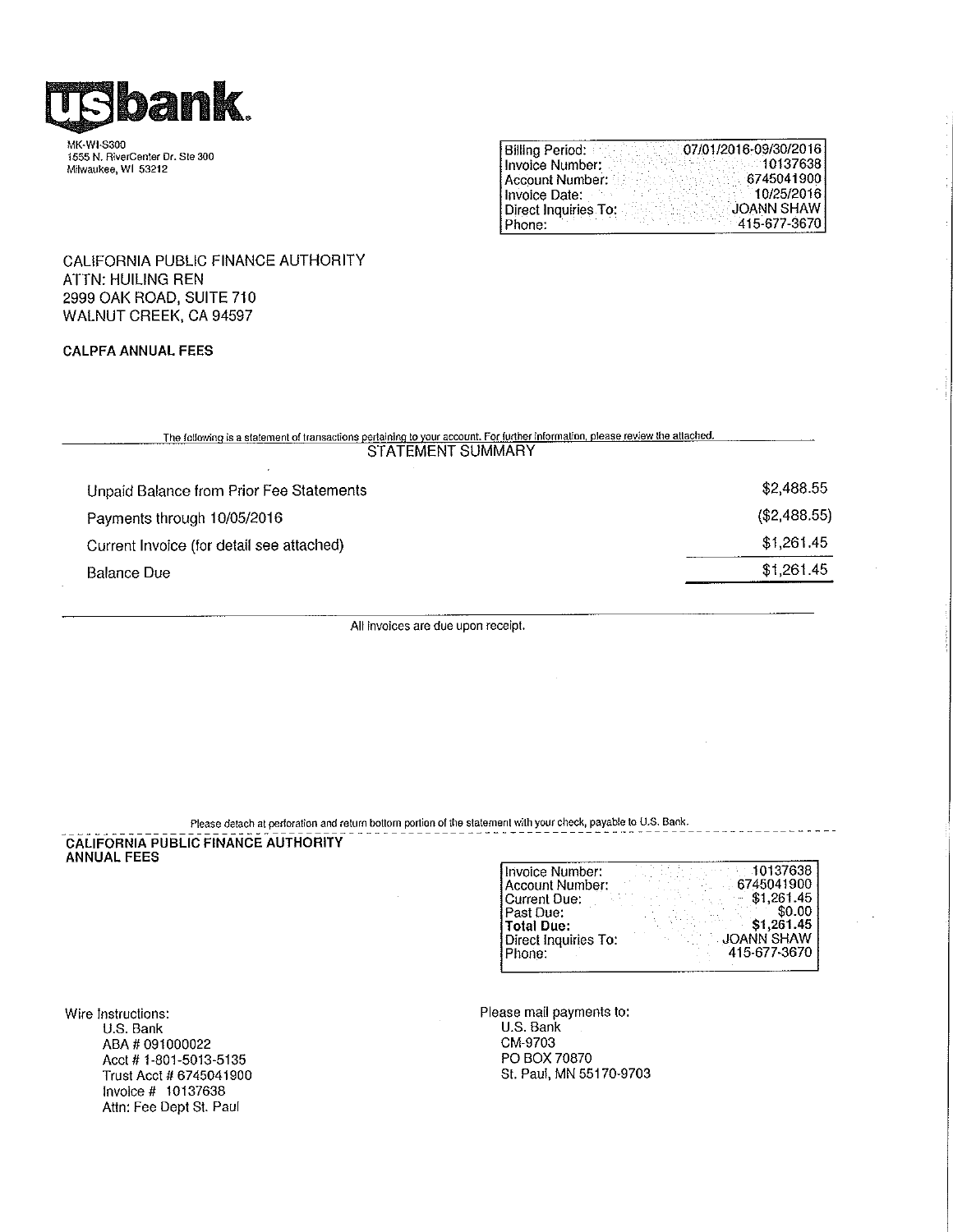# usbank

MK-WI-S300
1555 N. RiverCenter Dr. Ste 300
Milwaukee, WI 53212

| | |
|---|---|
| Billing Period: | 07/01/2016-09/30/2016 |
| Invoice Number: | 10137638 |
| Account Number: | 6745041900 |
| Invoice Date: | 10/25/2016 |
| Direct Inquiries To: | JOANN SHAW |
| Phone: | 415-677-3670 |

CALIFORNIA PUBLIC FINANCE AUTHORITY
ATTN: HUILING REN
2999 OAK ROAD, SUITE 710
WALNUT CREEK, CA 94597

**CALPFA ANNUAL FEES**

The following is a statement of transactions pertaining to your account. For further information, please review the attached.

## STATEMENT SUMMARY

| | |
|---|---|
| Unpaid Balance from Prior Fee Statements | $2,488.55 |
| Payments through 10/05/2016 | ($2,488.55) |
| Current Invoice (for detail see attached) | $1,261.45 |
| Balance Due | $1,261.45 |

All invoices are due upon receipt.

Please detach at perforation and return bottom portion of the statement with your check, payable to U.S. Bank.

**CALIFORNIA PUBLIC FINANCE AUTHORITY**
**ANNUAL FEES**

| | |
|---|---|
| Invoice Number: | 10137638 |
| Account Number: | 6745041900 |
| Current Due: | $1,261.45 |
| Past Due: | $0.00 |
| **Total Due:** | **$1,261.45** |
| Direct Inquiries To: | JOANN SHAW |
| Phone: | 415-677-3670 |

Wire Instructions:
U.S. Bank
ABA # 091000022
Acct # 1-801-5013-5135
Trust Acct # 6745041900
Invoice # 10137638
Attn: Fee Dept St. Paul

Please mail payments to:
U.S. Bank
CM-9703
PO BOX 70870
St. Paul, MN 55170-9703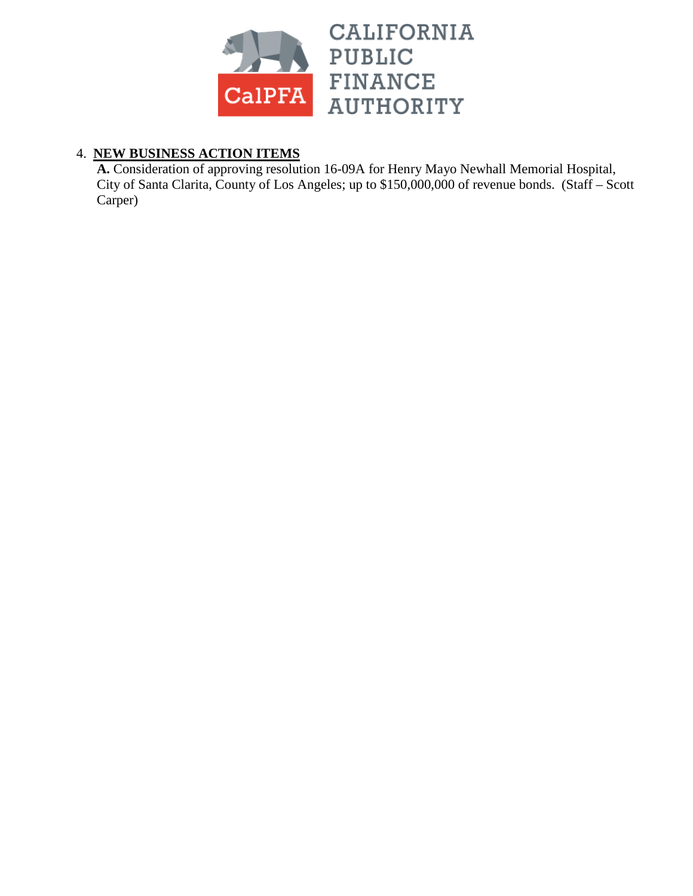CALIFORNIA PUBLIC FINANCE AUTHORITY

4. **NEW BUSINESS ACTION ITEMS**

**A.** Consideration of approving resolution 16-09A for Henry Mayo Newhall Memorial Hospital, City of Santa Clarita, County of Los Angeles; up to $150,000,000 of revenue bonds. (Staff – Scott Carper)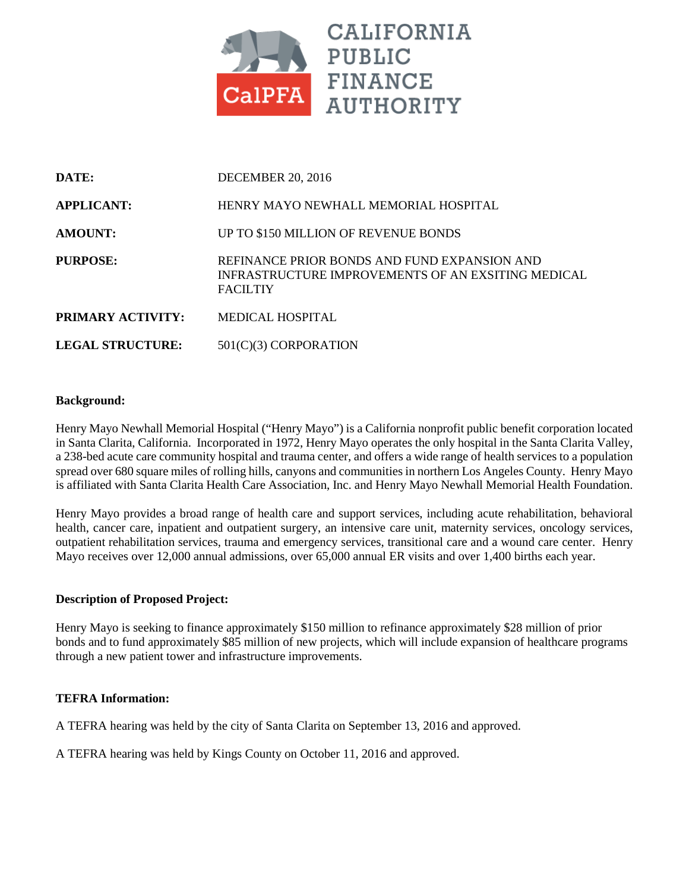CALIFORNIA PUBLIC FINANCE AUTHORITY

| | |
|---|---|
| **DATE:** | DECEMBER 20, 2016 |
| **APPLICANT:** | HENRY MAYO NEWHALL MEMORIAL HOSPITAL |
| **AMOUNT:** | UP TO $150 MILLION OF REVENUE BONDS |
| **PURPOSE:** | REFINANCE PRIOR BONDS AND FUND EXPANSION AND INFRASTRUCTURE IMPROVEMENTS OF AN EXSITING MEDICAL FACILTIY |
| **PRIMARY ACTIVITY:** | MEDICAL HOSPITAL |
| **LEGAL STRUCTURE:** | 501(C)(3) CORPORATION |

**Background:**

Henry Mayo Newhall Memorial Hospital ("Henry Mayo") is a California nonprofit public benefit corporation located in Santa Clarita, California. Incorporated in 1972, Henry Mayo operates the only hospital in the Santa Clarita Valley, a 238-bed acute care community hospital and trauma center, and offers a wide range of health services to a population spread over 680 square miles of rolling hills, canyons and communities in northern Los Angeles County. Henry Mayo is affiliated with Santa Clarita Health Care Association, Inc. and Henry Mayo Newhall Memorial Health Foundation.

Henry Mayo provides a broad range of health care and support services, including acute rehabilitation, behavioral health, cancer care, inpatient and outpatient surgery, an intensive care unit, maternity services, oncology services, outpatient rehabilitation services, trauma and emergency services, transitional care and a wound care center. Henry Mayo receives over 12,000 annual admissions, over 65,000 annual ER visits and over 1,400 births each year.

**Description of Proposed Project:**

Henry Mayo is seeking to finance approximately $150 million to refinance approximately $28 million of prior bonds and to fund approximately $85 million of new projects, which will include expansion of healthcare programs through a new patient tower and infrastructure improvements.

**TEFRA Information:**

A TEFRA hearing was held by the city of Santa Clarita on September 13, 2016 and approved.

A TEFRA hearing was held by Kings County on October 11, 2016 and approved.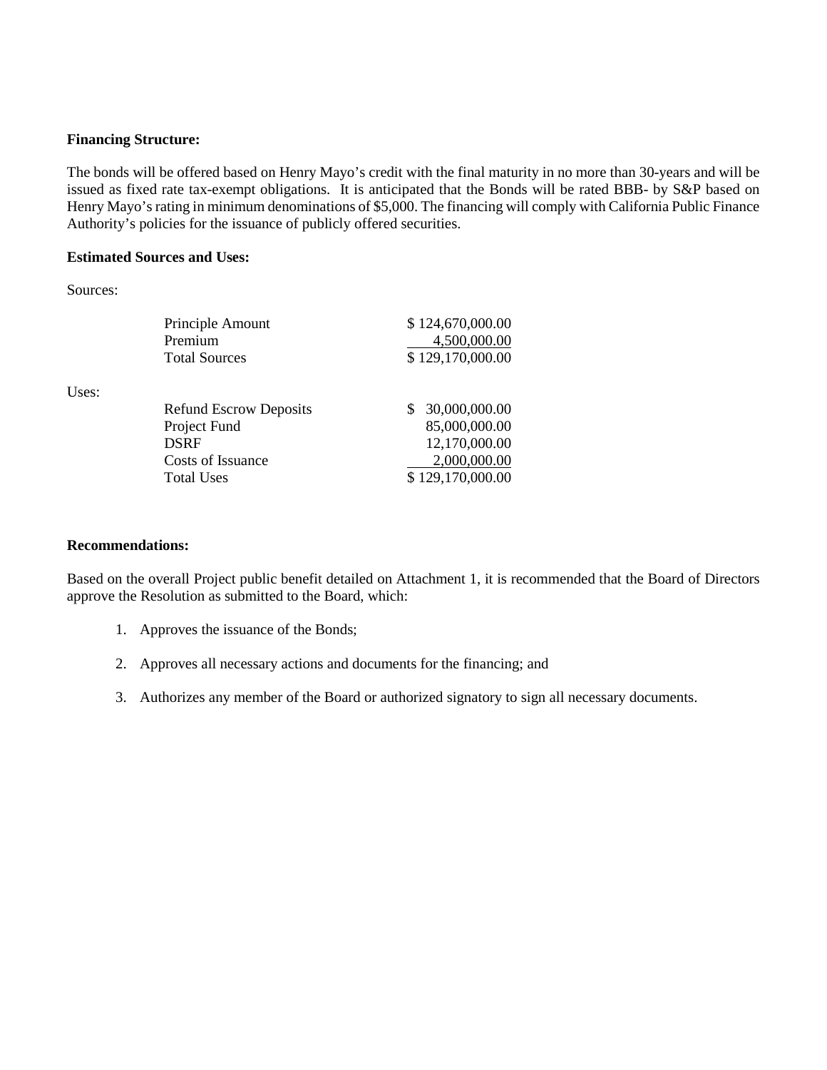**Financing Structure:**

The bonds will be offered based on Henry Mayo's credit with the final maturity in no more than 30-years and will be issued as fixed rate tax-exempt obligations. It is anticipated that the Bonds will be rated BBB- by S&P based on Henry Mayo's rating in minimum denominations of $5,000. The financing will comply with California Public Finance Authority's policies for the issuance of publicly offered securities.

**Estimated Sources and Uses:**

Sources:

| | |
|---|---:|
| Principle Amount | $ 124,670,000.00 |
| Premium | 4,500,000.00 |
| Total Sources | $ 129,170,000.00 |

Uses:

| | |
|---|---:|
| Refund Escrow Deposits | $ 30,000,000.00 |
| Project Fund | 85,000,000.00 |
| DSRF | 12,170,000.00 |
| Costs of Issuance | 2,000,000.00 |
| Total Uses | $ 129,170,000.00 |

**Recommendations:**

Based on the overall Project public benefit detailed on Attachment 1, it is recommended that the Board of Directors approve the Resolution as submitted to the Board, which:

1. Approves the issuance of the Bonds;
2. Approves all necessary actions and documents for the financing; and
3. Authorizes any member of the Board or authorized signatory to sign all necessary documents.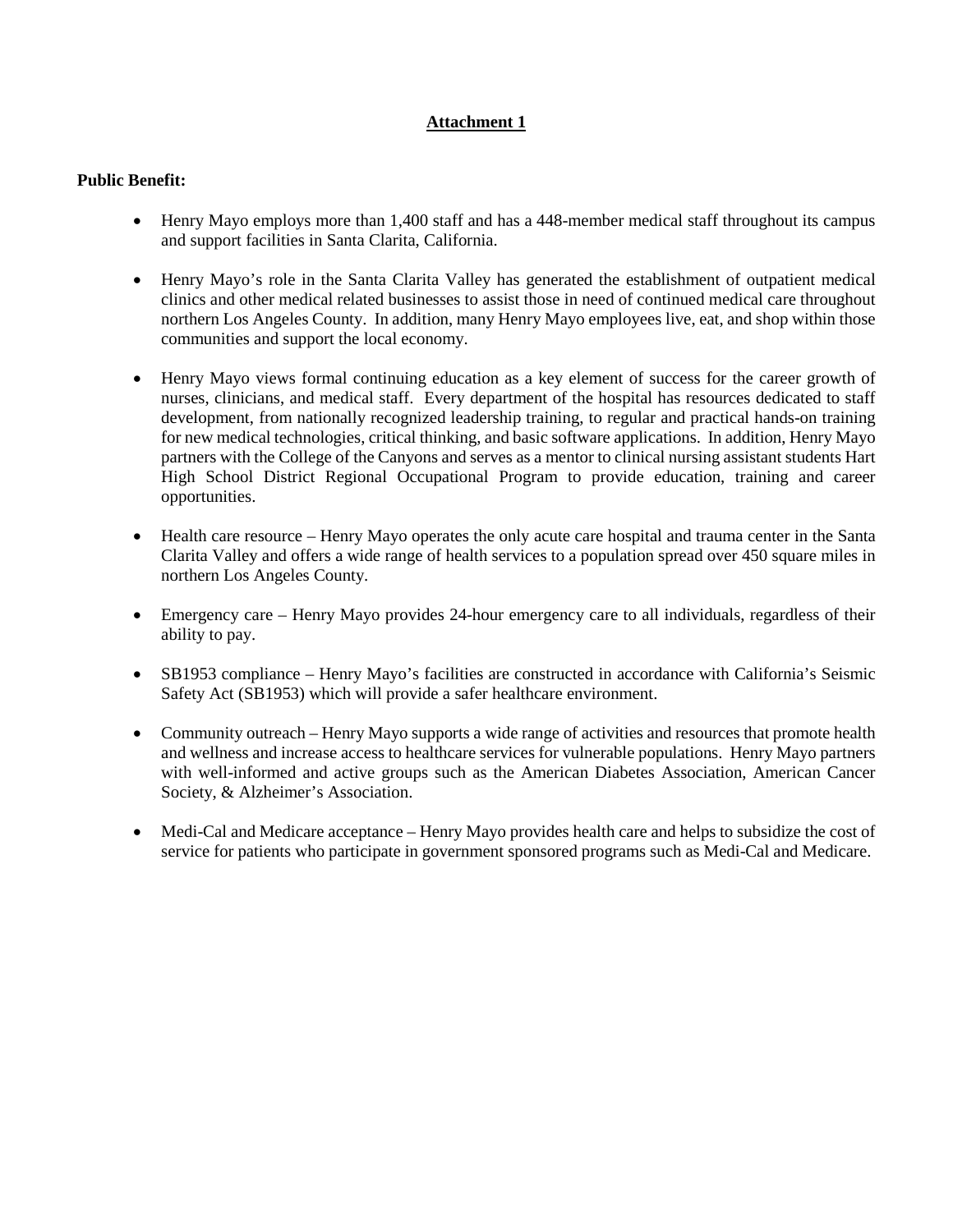**Attachment 1**

**Public Benefit:**

- Henry Mayo employs more than 1,400 staff and has a 448-member medical staff throughout its campus and support facilities in Santa Clarita, California.

- Henry Mayo's role in the Santa Clarita Valley has generated the establishment of outpatient medical clinics and other medical related businesses to assist those in need of continued medical care throughout northern Los Angeles County. In addition, many Henry Mayo employees live, eat, and shop within those communities and support the local economy.

- Henry Mayo views formal continuing education as a key element of success for the career growth of nurses, clinicians, and medical staff. Every department of the hospital has resources dedicated to staff development, from nationally recognized leadership training, to regular and practical hands-on training for new medical technologies, critical thinking, and basic software applications. In addition, Henry Mayo partners with the College of the Canyons and serves as a mentor to clinical nursing assistant students Hart High School District Regional Occupational Program to provide education, training and career opportunities.

- Health care resource – Henry Mayo operates the only acute care hospital and trauma center in the Santa Clarita Valley and offers a wide range of health services to a population spread over 450 square miles in northern Los Angeles County.

- Emergency care – Henry Mayo provides 24-hour emergency care to all individuals, regardless of their ability to pay.

- SB1953 compliance – Henry Mayo's facilities are constructed in accordance with California's Seismic Safety Act (SB1953) which will provide a safer healthcare environment.

- Community outreach – Henry Mayo supports a wide range of activities and resources that promote health and wellness and increase access to healthcare services for vulnerable populations. Henry Mayo partners with well-informed and active groups such as the American Diabetes Association, American Cancer Society, & Alzheimer's Association.

- Medi-Cal and Medicare acceptance – Henry Mayo provides health care and helps to subsidize the cost of service for patients who participate in government sponsored programs such as Medi-Cal and Medicare.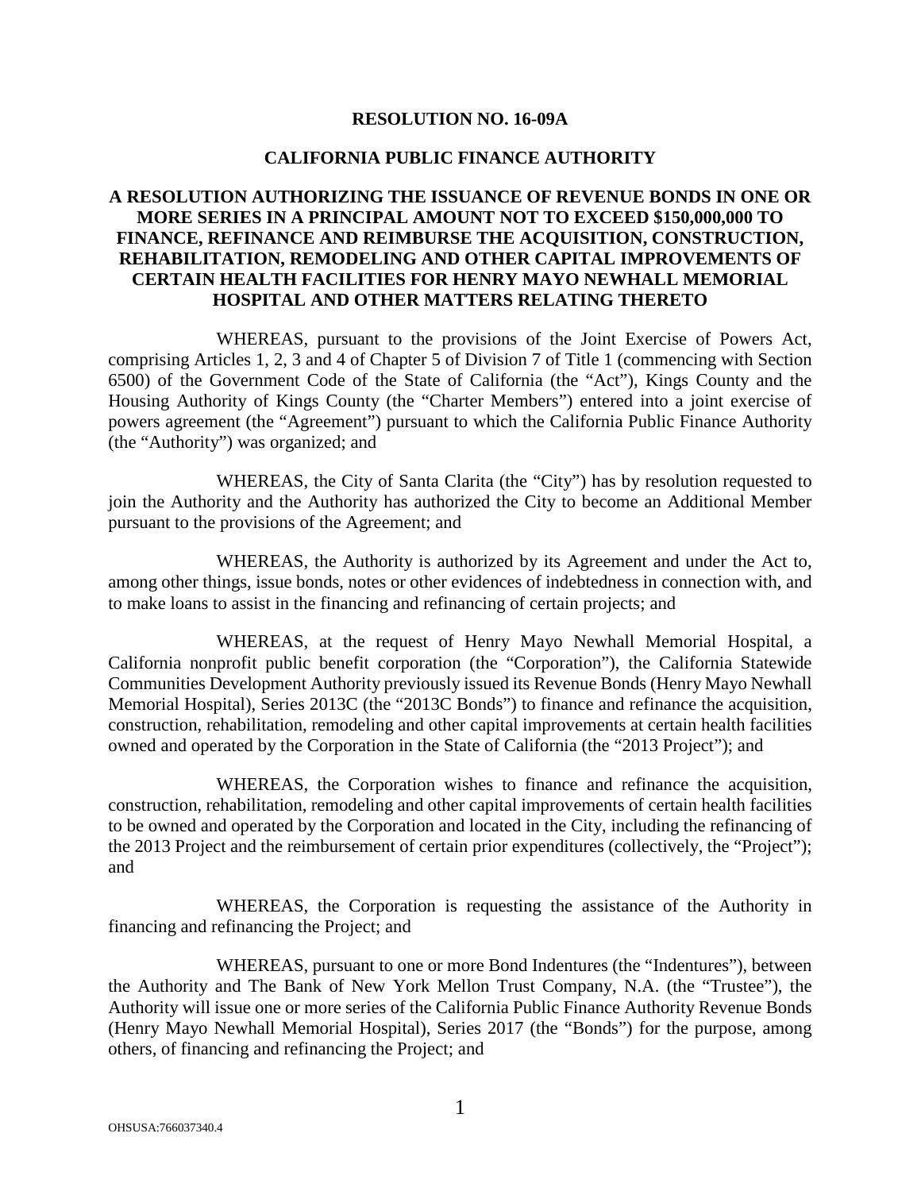**RESOLUTION NO. 16-09A**

**CALIFORNIA PUBLIC FINANCE AUTHORITY**

**A RESOLUTION AUTHORIZING THE ISSUANCE OF REVENUE BONDS IN ONE OR MORE SERIES IN A PRINCIPAL AMOUNT NOT TO EXCEED $150,000,000 TO FINANCE, REFINANCE AND REIMBURSE THE ACQUISITION, CONSTRUCTION, REHABILITATION, REMODELING AND OTHER CAPITAL IMPROVEMENTS OF CERTAIN HEALTH FACILITIES FOR HENRY MAYO NEWHALL MEMORIAL HOSPITAL AND OTHER MATTERS RELATING THERETO**

WHEREAS, pursuant to the provisions of the Joint Exercise of Powers Act, comprising Articles 1, 2, 3 and 4 of Chapter 5 of Division 7 of Title 1 (commencing with Section 6500) of the Government Code of the State of California (the "Act"), Kings County and the Housing Authority of Kings County (the "Charter Members") entered into a joint exercise of powers agreement (the "Agreement") pursuant to which the California Public Finance Authority (the "Authority") was organized; and

WHEREAS, the City of Santa Clarita (the "City") has by resolution requested to join the Authority and the Authority has authorized the City to become an Additional Member pursuant to the provisions of the Agreement; and

WHEREAS, the Authority is authorized by its Agreement and under the Act to, among other things, issue bonds, notes or other evidences of indebtedness in connection with, and to make loans to assist in the financing and refinancing of certain projects; and

WHEREAS, at the request of Henry Mayo Newhall Memorial Hospital, a California nonprofit public benefit corporation (the "Corporation"), the California Statewide Communities Development Authority previously issued its Revenue Bonds (Henry Mayo Newhall Memorial Hospital), Series 2013C (the "2013C Bonds") to finance and refinance the acquisition, construction, rehabilitation, remodeling and other capital improvements at certain health facilities owned and operated by the Corporation in the State of California (the "2013 Project"); and

WHEREAS, the Corporation wishes to finance and refinance the acquisition, construction, rehabilitation, remodeling and other capital improvements of certain health facilities to be owned and operated by the Corporation and located in the City, including the refinancing of the 2013 Project and the reimbursement of certain prior expenditures (collectively, the "Project"); and

WHEREAS, the Corporation is requesting the assistance of the Authority in financing and refinancing the Project; and

WHEREAS, pursuant to one or more Bond Indentures (the "Indentures"), between the Authority and The Bank of New York Mellon Trust Company, N.A. (the "Trustee"), the Authority will issue one or more series of the California Public Finance Authority Revenue Bonds (Henry Mayo Newhall Memorial Hospital), Series 2017 (the "Bonds") for the purpose, among others, of financing and refinancing the Project; and

OHSUSA:766037340.4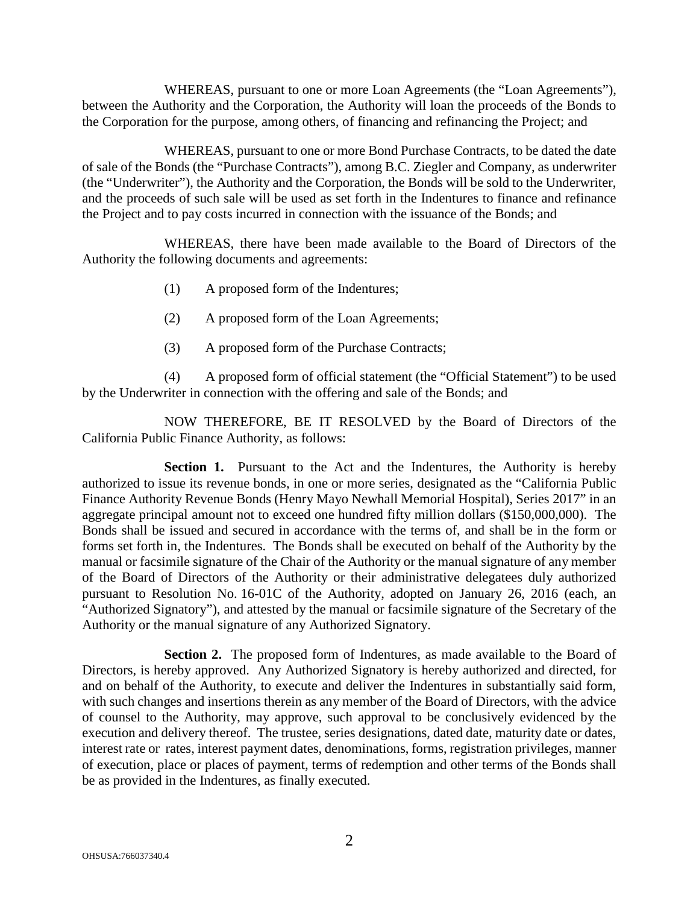WHEREAS, pursuant to one or more Loan Agreements (the "Loan Agreements"), between the Authority and the Corporation, the Authority will loan the proceeds of the Bonds to the Corporation for the purpose, among others, of financing and refinancing the Project; and

WHEREAS, pursuant to one or more Bond Purchase Contracts, to be dated the date of sale of the Bonds (the "Purchase Contracts"), among B.C. Ziegler and Company, as underwriter (the "Underwriter"), the Authority and the Corporation, the Bonds will be sold to the Underwriter, and the proceeds of such sale will be used as set forth in the Indentures to finance and refinance the Project and to pay costs incurred in connection with the issuance of the Bonds; and

WHEREAS, there have been made available to the Board of Directors of the Authority the following documents and agreements:

(1) A proposed form of the Indentures;

(2) A proposed form of the Loan Agreements;

(3) A proposed form of the Purchase Contracts;

(4) A proposed form of official statement (the "Official Statement") to be used by the Underwriter in connection with the offering and sale of the Bonds; and

NOW THEREFORE, BE IT RESOLVED by the Board of Directors of the California Public Finance Authority, as follows:

**Section 1.** Pursuant to the Act and the Indentures, the Authority is hereby authorized to issue its revenue bonds, in one or more series, designated as the "California Public Finance Authority Revenue Bonds (Henry Mayo Newhall Memorial Hospital), Series 2017" in an aggregate principal amount not to exceed one hundred fifty million dollars ($150,000,000). The Bonds shall be issued and secured in accordance with the terms of, and shall be in the form or forms set forth in, the Indentures. The Bonds shall be executed on behalf of the Authority by the manual or facsimile signature of the Chair of the Authority or the manual signature of any member of the Board of Directors of the Authority or their administrative delegatees duly authorized pursuant to Resolution No. 16-01C of the Authority, adopted on January 26, 2016 (each, an "Authorized Signatory"), and attested by the manual or facsimile signature of the Secretary of the Authority or the manual signature of any Authorized Signatory.

**Section 2.** The proposed form of Indentures, as made available to the Board of Directors, is hereby approved. Any Authorized Signatory is hereby authorized and directed, for and on behalf of the Authority, to execute and deliver the Indentures in substantially said form, with such changes and insertions therein as any member of the Board of Directors, with the advice of counsel to the Authority, may approve, such approval to be conclusively evidenced by the execution and delivery thereof. The trustee, series designations, dated date, maturity date or dates, interest rate or rates, interest payment dates, denominations, forms, registration privileges, manner of execution, place or places of payment, terms of redemption and other terms of the Bonds shall be as provided in the Indentures, as finally executed.

OHSUSA:766037340.4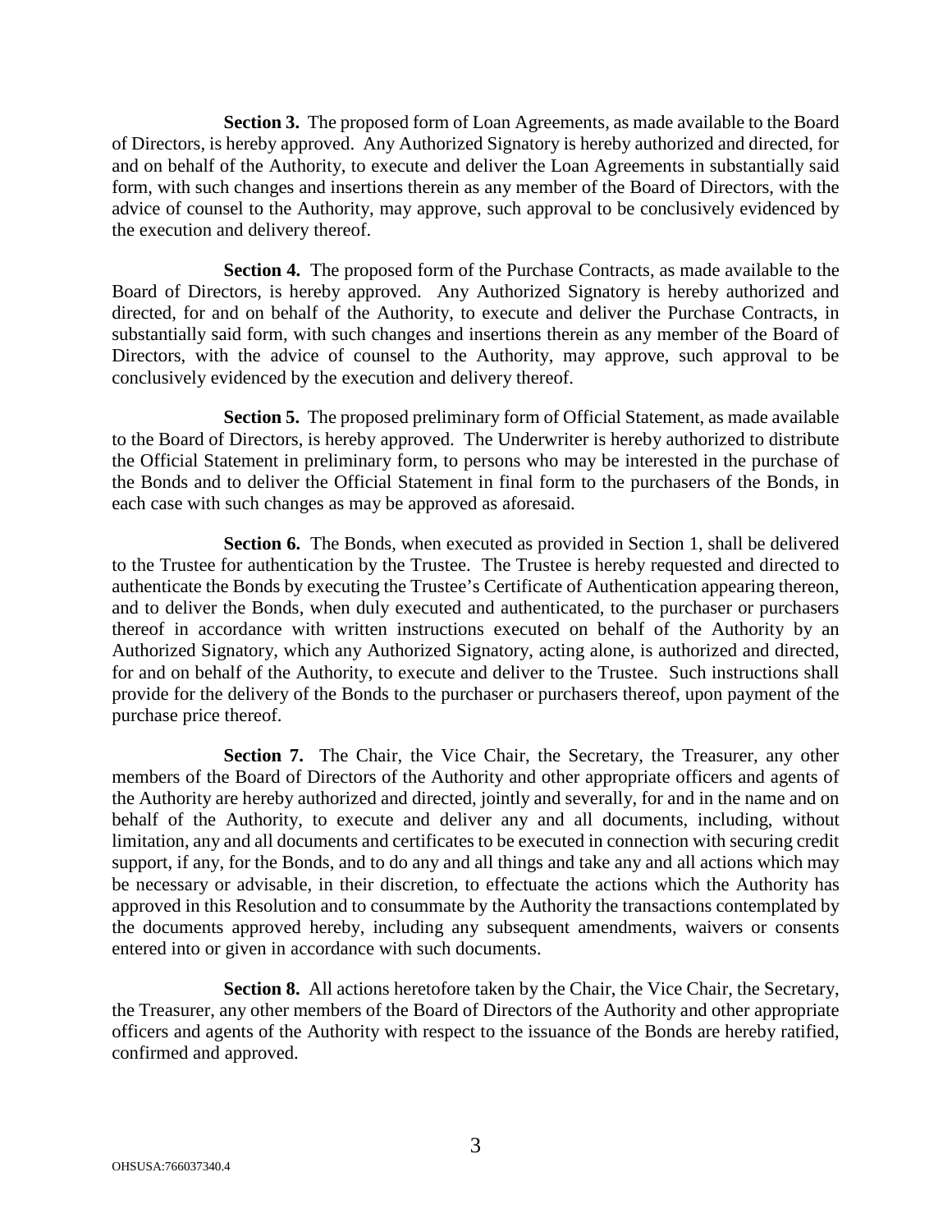**Section 3.** The proposed form of Loan Agreements, as made available to the Board of Directors, is hereby approved. Any Authorized Signatory is hereby authorized and directed, for and on behalf of the Authority, to execute and deliver the Loan Agreements in substantially said form, with such changes and insertions therein as any member of the Board of Directors, with the advice of counsel to the Authority, may approve, such approval to be conclusively evidenced by the execution and delivery thereof.

**Section 4.** The proposed form of the Purchase Contracts, as made available to the Board of Directors, is hereby approved. Any Authorized Signatory is hereby authorized and directed, for and on behalf of the Authority, to execute and deliver the Purchase Contracts, in substantially said form, with such changes and insertions therein as any member of the Board of Directors, with the advice of counsel to the Authority, may approve, such approval to be conclusively evidenced by the execution and delivery thereof.

**Section 5.** The proposed preliminary form of Official Statement, as made available to the Board of Directors, is hereby approved. The Underwriter is hereby authorized to distribute the Official Statement in preliminary form, to persons who may be interested in the purchase of the Bonds and to deliver the Official Statement in final form to the purchasers of the Bonds, in each case with such changes as may be approved as aforesaid.

**Section 6.** The Bonds, when executed as provided in Section 1, shall be delivered to the Trustee for authentication by the Trustee. The Trustee is hereby requested and directed to authenticate the Bonds by executing the Trustee's Certificate of Authentication appearing thereon, and to deliver the Bonds, when duly executed and authenticated, to the purchaser or purchasers thereof in accordance with written instructions executed on behalf of the Authority by an Authorized Signatory, which any Authorized Signatory, acting alone, is authorized and directed, for and on behalf of the Authority, to execute and deliver to the Trustee. Such instructions shall provide for the delivery of the Bonds to the purchaser or purchasers thereof, upon payment of the purchase price thereof.

**Section 7.** The Chair, the Vice Chair, the Secretary, the Treasurer, any other members of the Board of Directors of the Authority and other appropriate officers and agents of the Authority are hereby authorized and directed, jointly and severally, for and in the name and on behalf of the Authority, to execute and deliver any and all documents, including, without limitation, any and all documents and certificates to be executed in connection with securing credit support, if any, for the Bonds, and to do any and all things and take any and all actions which may be necessary or advisable, in their discretion, to effectuate the actions which the Authority has approved in this Resolution and to consummate by the Authority the transactions contemplated by the documents approved hereby, including any subsequent amendments, waivers or consents entered into or given in accordance with such documents.

**Section 8.** All actions heretofore taken by the Chair, the Vice Chair, the Secretary, the Treasurer, any other members of the Board of Directors of the Authority and other appropriate officers and agents of the Authority with respect to the issuance of the Bonds are hereby ratified, confirmed and approved.

OHSUSA:766037340.4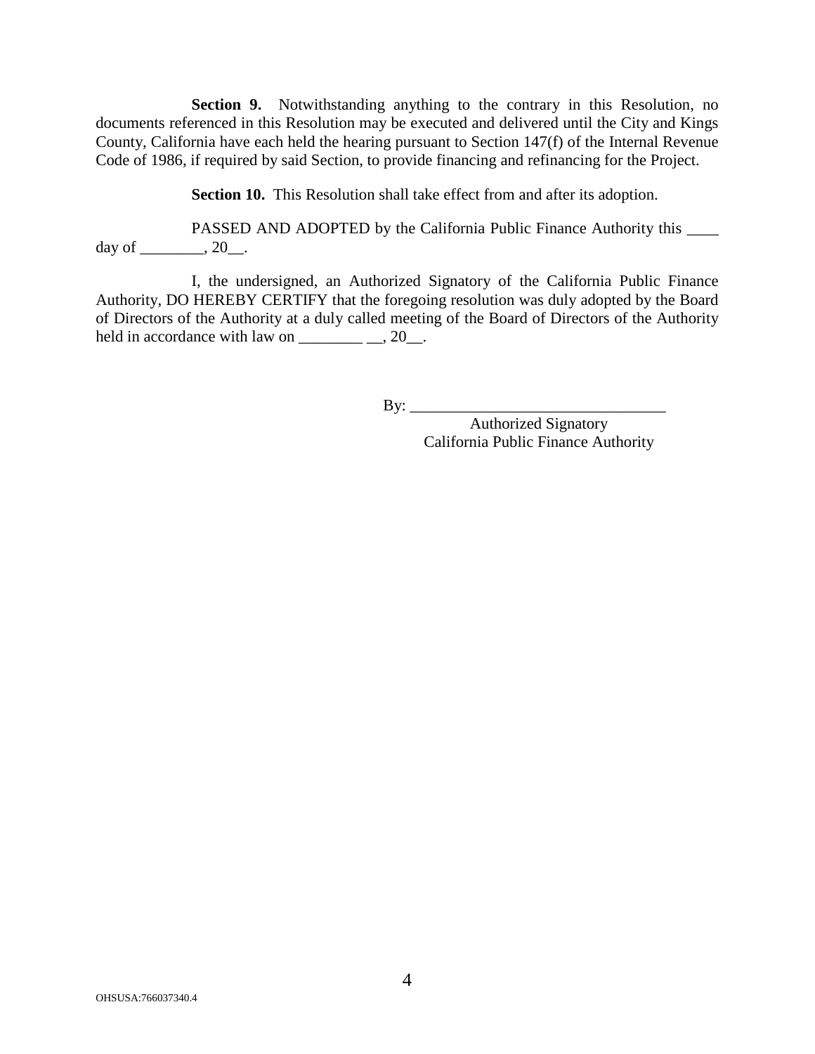**Section 9.** Notwithstanding anything to the contrary in this Resolution, no documents referenced in this Resolution may be executed and delivered until the City and Kings County, California have each held the hearing pursuant to Section 147(f) of the Internal Revenue Code of 1986, if required by said Section, to provide financing and refinancing for the Project.

**Section 10.** This Resolution shall take effect from and after its adoption.

PASSED AND ADOPTED by the California Public Finance Authority this ____ day of ________, 20__.

I, the undersigned, an Authorized Signatory of the California Public Finance Authority, DO HEREBY CERTIFY that the foregoing resolution was duly adopted by the Board of Directors of the Authority at a duly called meeting of the Board of Directors of the Authority held in accordance with law on ________ __, 20__.

By: ________________________________
Authorized Signatory
California Public Finance Authority

OHSUSA:766037340.4